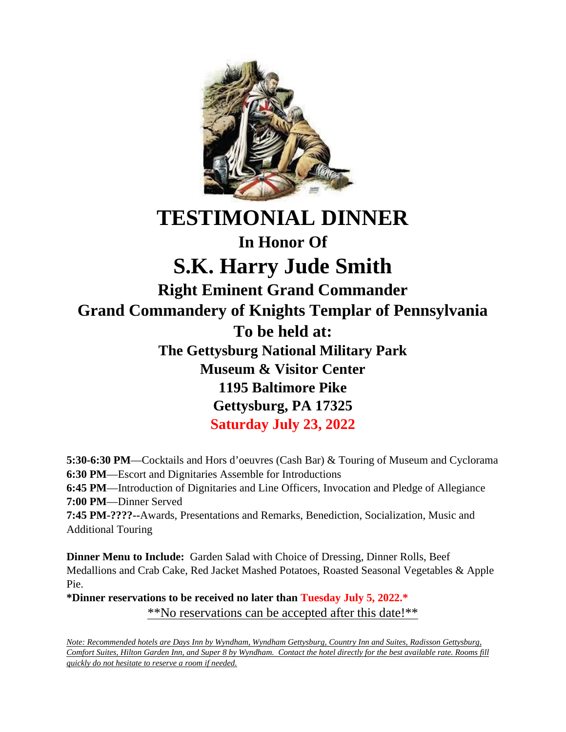# TESTIMONIAL DINNER

## In Honor Of

# S.K. Harry Jude Smith

## Right Eminent Grand Commander

## Grand Commandery of Knights Templar of Pennsylvania

## To be held at:

### The Gettysburg National Military Park

### Museum & Visitor Center

### 1195 Baltimore Pike

### Gettysburg, PA 17325

### Saturday July 23, 2022

**5:30-6:30 PM**—Cocktails and Hors d'oeuvres (Cash Bar) & Touring of Museum and Cyclorama
**6:30 PM**—Escort and Dignitaries Assemble for Introductions
**6:45 PM**—Introduction of Dignitaries and Line Officers, Invocation and Pledge of Allegiance
**7:00 PM**—Dinner Served
**7:45 PM-????--**Awards, Presentations and Remarks, Benediction, Socialization, Music and Additional Touring

**Dinner Menu to Include:** Garden Salad with Choice of Dressing, Dinner Rolls, Beef Medallions and Crab Cake, Red Jacket Mashed Potatoes, Roasted Seasonal Vegetables & Apple Pie.

**\*Dinner reservations to be received no later than Tuesday July 5, 2022.\***

**No reservations can be accepted after this date!**

*Note: Recommended hotels are Days Inn by Wyndham, Wyndham Gettysburg, Country Inn and Suites, Radisson Gettysburg, Comfort Suites, Hilton Garden Inn, and Super 8 by Wyndham. Contact the hotel directly for the best available rate. Rooms fill quickly do not hesitate to reserve a room if needed.*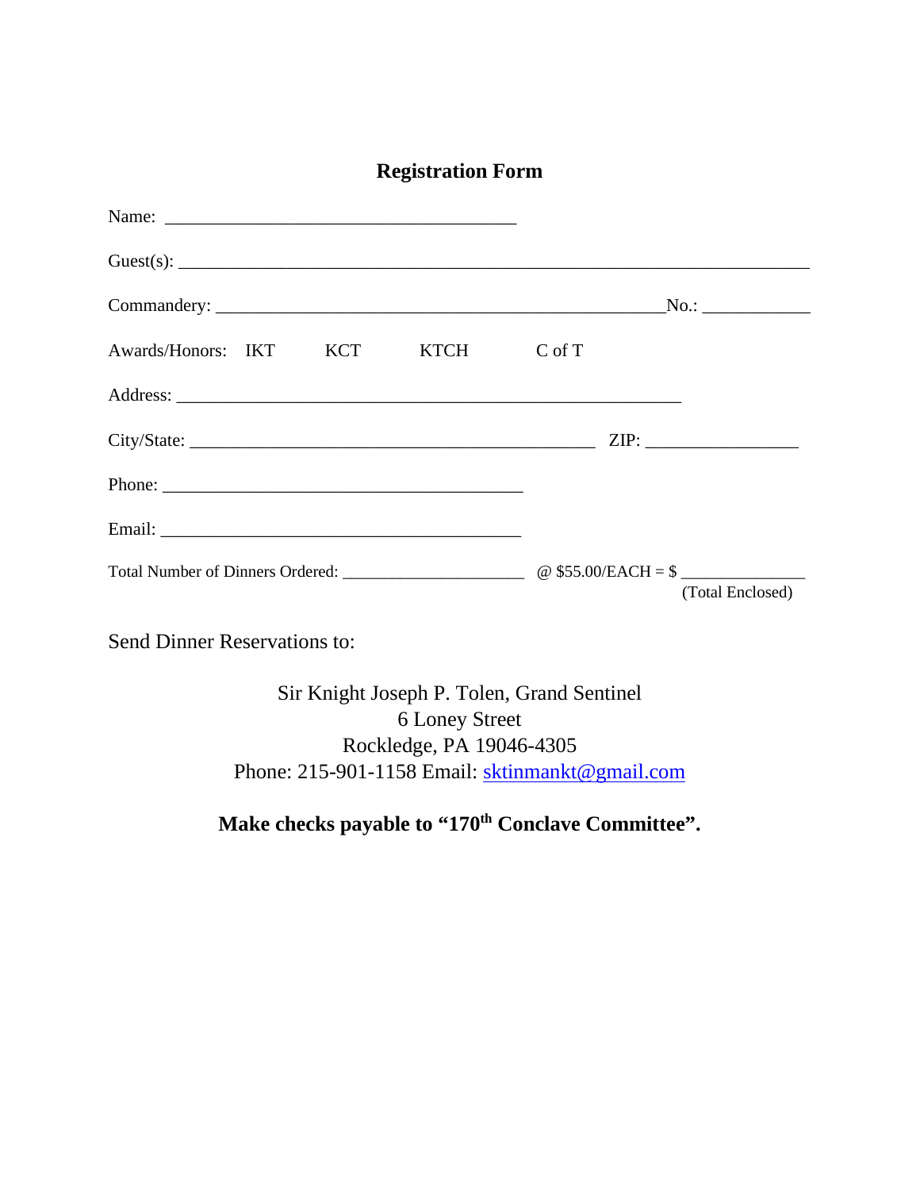# Registration Form

Name: ________________________________________

Guest(s): ________________________________________________________________________

Commandery: ___________________________________________________No.: ____________

Awards/Honors: IKT KCT KTCH C of T

Address: __________________________________________________________

City/State: ______________________________________________ ZIP: _________________

Phone: _________________________________________

Email: _________________________________________

Total Number of Dinners Ordered: _____________________ @ $55.00/EACH = $ ______________ (Total Enclosed)

Send Dinner Reservations to:

Sir Knight Joseph P. Tolen, Grand Sentinel
6 Loney Street
Rockledge, PA 19046-4305
Phone: 215-901-1158 Email: sktinmankt@gmail.com

**Make checks payable to "170th Conclave Committee".**